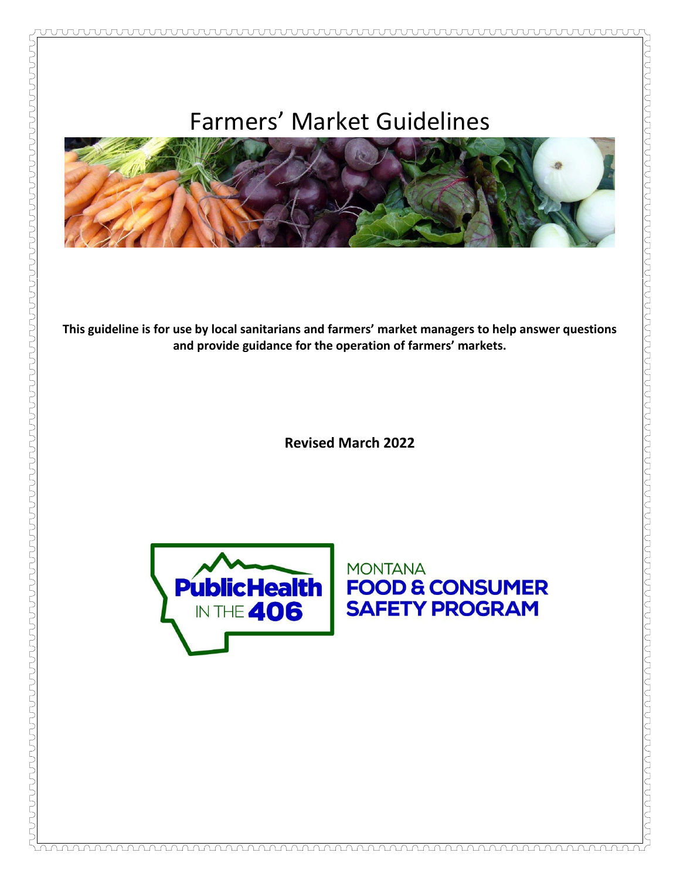# Farmers' Market Guidelines

**This guideline is for use by local sanitarians and farmers' market managers to help answer questions and provide guidance for the operation of farmers' markets.**

**Revised March 2022**

PublicHealth IN THE 406

MONTANA
FOOD & CONSUMER SAFETY PROGRAM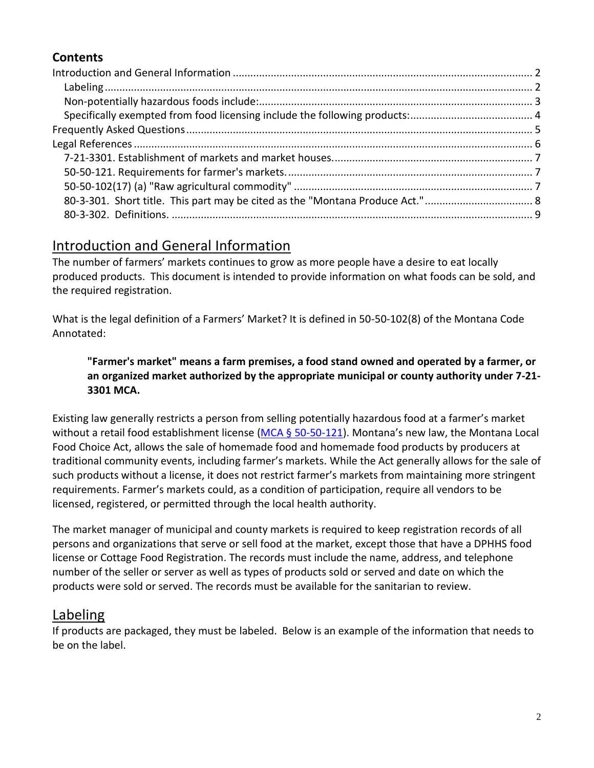## Contents

Introduction and General Information ..... 2
- Labeling ..... 2
- Non-potentially hazardous foods include: ..... 3
- Specifically exempted from food licensing include the following products: ..... 4

Frequently Asked Questions ..... 5
Legal References ..... 6
- 7-21-3301. Establishment of markets and market houses. ..... 7
- 50-50-121. Requirements for farmer's markets. ..... 7
- 50-50-102(17) (a) "Raw agricultural commodity" ..... 7
- 80-3-301. Short title. This part may be cited as the "Montana Produce Act." ..... 8
- 80-3-302. Definitions. ..... 9

# Introduction and General Information

The number of farmers' markets continues to grow as more people have a desire to eat locally produced products. This document is intended to provide information on what foods can be sold, and the required registration.

What is the legal definition of a Farmers' Market? It is defined in 50-50-102(8) of the Montana Code Annotated:

> **"Farmer's market" means a farm premises, a food stand owned and operated by a farmer, or an organized market authorized by the appropriate municipal or county authority under 7-21-3301 MCA.**

Existing law generally restricts a person from selling potentially hazardous food at a farmer's market without a retail food establishment license (MCA § 50-50-121). Montana's new law, the Montana Local Food Choice Act, allows the sale of homemade food and homemade food products by producers at traditional community events, including farmer's markets. While the Act generally allows for the sale of such products without a license, it does not restrict farmer's markets from maintaining more stringent requirements. Farmer's markets could, as a condition of participation, require all vendors to be licensed, registered, or permitted through the local health authority.

The market manager of municipal and county markets is required to keep registration records of all persons and organizations that serve or sell food at the market, except those that have a DPHHS food license or Cottage Food Registration. The records must include the name, address, and telephone number of the seller or server as well as types of products sold or served and date on which the products were sold or served. The records must be available for the sanitarian to review.

## Labeling

If products are packaged, they must be labeled. Below is an example of the information that needs to be on the label.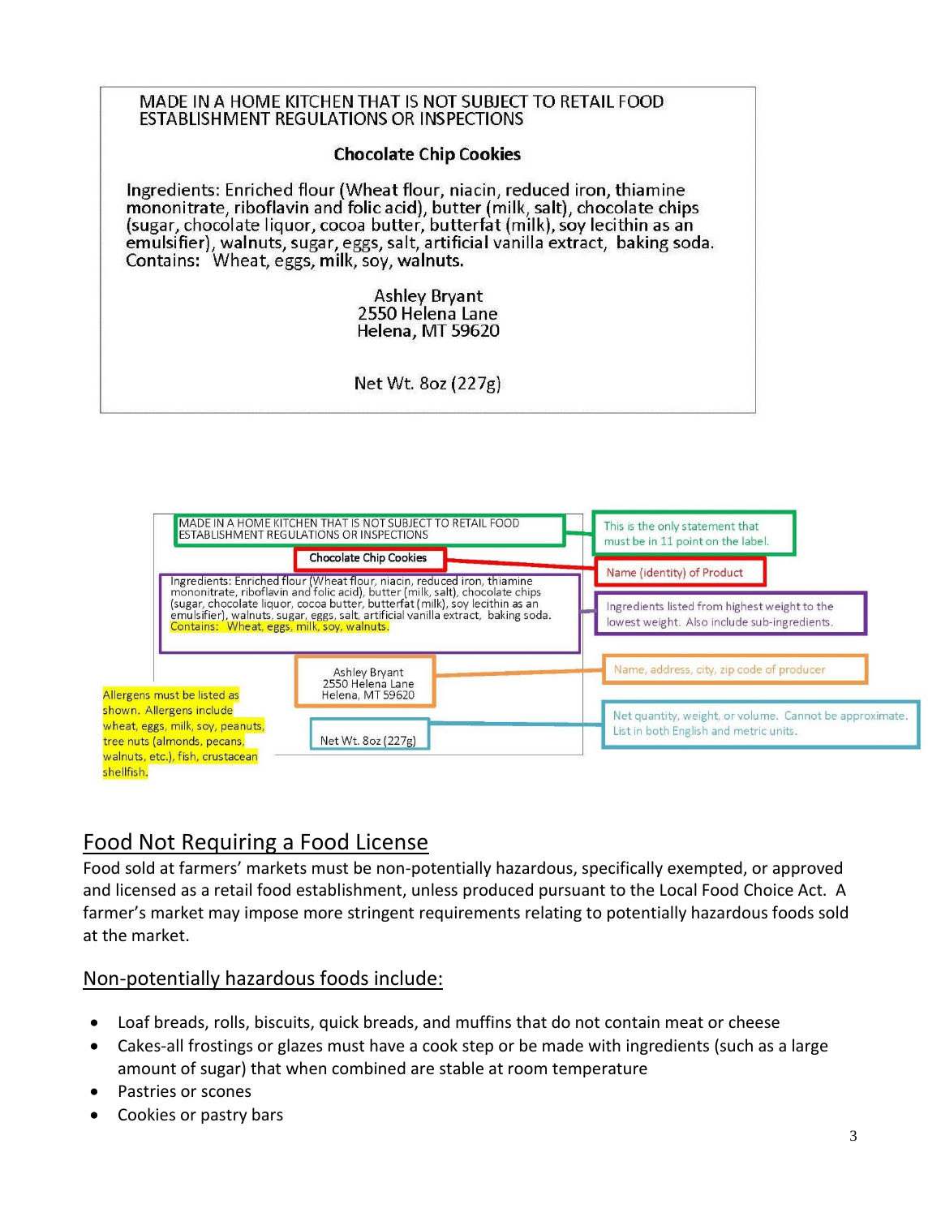MADE IN A HOME KITCHEN THAT IS NOT SUBJECT TO RETAIL FOOD ESTABLISHMENT REGULATIONS OR INSPECTIONS

**Chocolate Chip Cookies**

Ingredients: Enriched flour (Wheat flour, niacin, reduced iron, thiamine mononitrate, riboflavin and folic acid), butter (milk, salt), chocolate chips (sugar, chocolate liquor, cocoa butter, butterfat (milk), soy lecithin as an emulsifier), walnuts, sugar, eggs, salt, artificial vanilla extract, baking soda.
Contains: Wheat, eggs, milk, soy, walnuts.

Ashley Bryant
2550 Helena Lane
Helena, MT 59620

Net Wt. 8oz (227g)

---

MADE IN A HOME KITCHEN THAT IS NOT SUBJECT TO RETAIL FOOD ESTABLISHMENT REGULATIONS OR INSPECTIONS — This is the only statement that must be in 11 point on the label.

Chocolate Chip Cookies — Name (identity) of Product

Ingredients: Enriched flour (Wheat flour, niacin, reduced iron, thiamine mononitrate, riboflavin and folic acid), butter (milk, salt), chocolate chips (sugar, chocolate liquor, cocoa butter, butterfat (milk), soy lecithin as an emulsifier), walnuts, sugar, eggs, salt, artificial vanilla extract, baking soda. Contains: Wheat, eggs, milk, soy, walnuts. — Ingredients listed from highest weight to the lowest weight. Also include sub-ingredients.

Ashley Bryant, 2550 Helena Lane, Helena, MT 59620 — Name, address, city, zip code of producer

Net Wt. 8oz (227g) — Net quantity, weight, or volume. Cannot be approximate. List in both English and metric units.

Allergens must be listed as shown. Allergens include wheat, eggs, milk, soy, peanuts, tree nuts (almonds, pecans, walnuts, etc.), fish, crustacean shellfish.

## Food Not Requiring a Food License

Food sold at farmers' markets must be non-potentially hazardous, specifically exempted, or approved and licensed as a retail food establishment, unless produced pursuant to the Local Food Choice Act. A farmer's market may impose more stringent requirements relating to potentially hazardous foods sold at the market.

### Non-potentially hazardous foods include:

- Loaf breads, rolls, biscuits, quick breads, and muffins that do not contain meat or cheese
- Cakes-all frostings or glazes must have a cook step or be made with ingredients (such as a large amount of sugar) that when combined are stable at room temperature
- Pastries or scones
- Cookies or pastry bars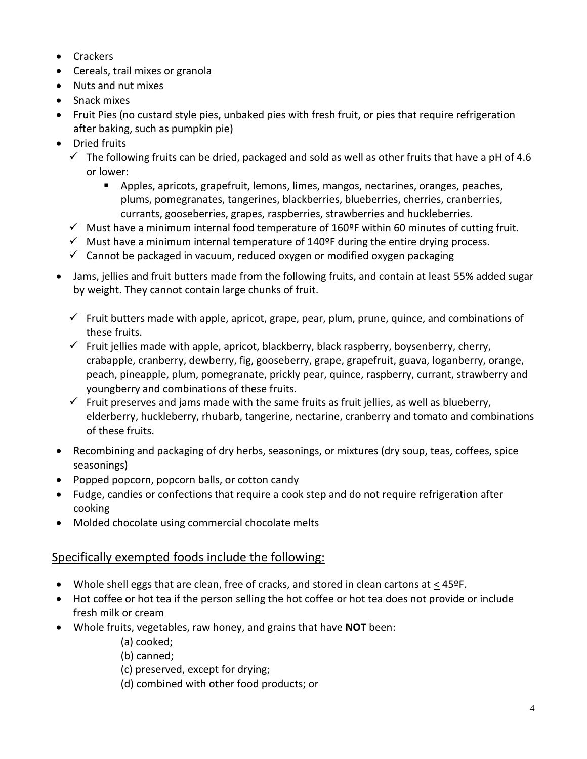- Crackers
- Cereals, trail mixes or granola
- Nuts and nut mixes
- Snack mixes
- Fruit Pies (no custard style pies, unbaked pies with fresh fruit, or pies that require refrigeration after baking, such as pumpkin pie)
- Dried fruits
  - ✓ The following fruits can be dried, packaged and sold as well as other fruits that have a pH of 4.6 or lower:
    - Apples, apricots, grapefruit, lemons, limes, mangos, nectarines, oranges, peaches, plums, pomegranates, tangerines, blackberries, blueberries, cherries, cranberries, currants, gooseberries, grapes, raspberries, strawberries and huckleberries.
  - ✓ Must have a minimum internal food temperature of 160ºF within 60 minutes of cutting fruit.
  - ✓ Must have a minimum internal temperature of 140ºF during the entire drying process.
  - ✓ Cannot be packaged in vacuum, reduced oxygen or modified oxygen packaging
- Jams, jellies and fruit butters made from the following fruits, and contain at least 55% added sugar by weight. They cannot contain large chunks of fruit.
  - ✓ Fruit butters made with apple, apricot, grape, pear, plum, prune, quince, and combinations of these fruits.
  - ✓ Fruit jellies made with apple, apricot, blackberry, black raspberry, boysenberry, cherry, crabapple, cranberry, dewberry, fig, gooseberry, grape, grapefruit, guava, loganberry, orange, peach, pineapple, plum, pomegranate, prickly pear, quince, raspberry, currant, strawberry and youngberry and combinations of these fruits.
  - ✓ Fruit preserves and jams made with the same fruits as fruit jellies, as well as blueberry, elderberry, huckleberry, rhubarb, tangerine, nectarine, cranberry and tomato and combinations of these fruits.
- Recombining and packaging of dry herbs, seasonings, or mixtures (dry soup, teas, coffees, spice seasonings)
- Popped popcorn, popcorn balls, or cotton candy
- Fudge, candies or confections that require a cook step and do not require refrigeration after cooking
- Molded chocolate using commercial chocolate melts

## Specifically exempted foods include the following:

- Whole shell eggs that are clean, free of cracks, and stored in clean cartons at ≤ 45ºF.
- Hot coffee or hot tea if the person selling the hot coffee or hot tea does not provide or include fresh milk or cream
- Whole fruits, vegetables, raw honey, and grains that have **NOT** been:
  - (a) cooked;
  - (b) canned;
  - (c) preserved, except for drying;
  - (d) combined with other food products; or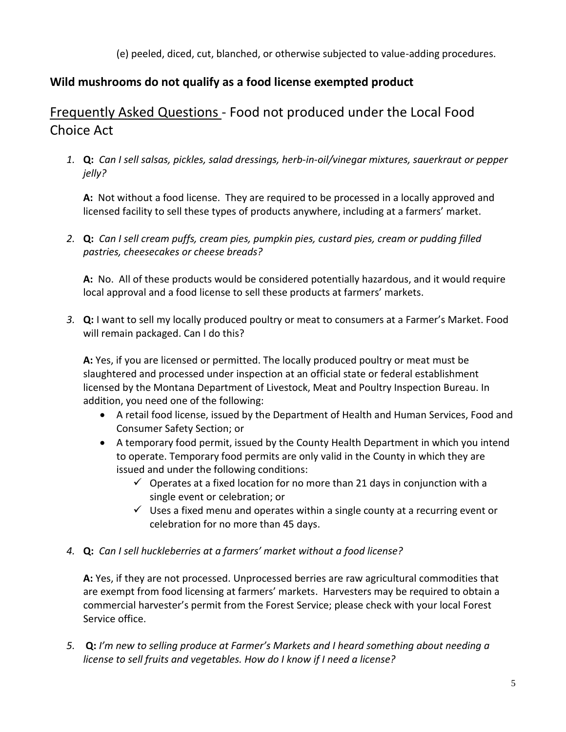(e) peeled, diced, cut, blanched, or otherwise subjected to value-adding procedures.

**Wild mushrooms do not qualify as a food license exempted product**

## Frequently Asked Questions - Food not produced under the Local Food Choice Act

1. **Q:** *Can I sell salsas, pickles, salad dressings, herb-in-oil/vinegar mixtures, sauerkraut or pepper jelly?*

   **A:** Not without a food license. They are required to be processed in a locally approved and licensed facility to sell these types of products anywhere, including at a farmers' market.

2. **Q:** *Can I sell cream puffs, cream pies, pumpkin pies, custard pies, cream or pudding filled pastries, cheesecakes or cheese breads?*

   **A:** No. All of these products would be considered potentially hazardous, and it would require local approval and a food license to sell these products at farmers' markets.

3. **Q:** I want to sell my locally produced poultry or meat to consumers at a Farmer's Market. Food will remain packaged. Can I do this?

   **A:** Yes, if you are licensed or permitted. The locally produced poultry or meat must be slaughtered and processed under inspection at an official state or federal establishment licensed by the Montana Department of Livestock, Meat and Poultry Inspection Bureau. In addition, you need one of the following:
   - A retail food license, issued by the Department of Health and Human Services, Food and Consumer Safety Section; or
   - A temporary food permit, issued by the County Health Department in which you intend to operate. Temporary food permits are only valid in the County in which they are issued and under the following conditions:
     - ✓ Operates at a fixed location for no more than 21 days in conjunction with a single event or celebration; or
     - ✓ Uses a fixed menu and operates within a single county at a recurring event or celebration for no more than 45 days.

4. **Q:** *Can I sell huckleberries at a farmers' market without a food license?*

   **A:** Yes, if they are not processed. Unprocessed berries are raw agricultural commodities that are exempt from food licensing at farmers' markets. Harvesters may be required to obtain a commercial harvester's permit from the Forest Service; please check with your local Forest Service office.

5. **Q:** *I'm new to selling produce at Farmer's Markets and I heard something about needing a license to sell fruits and vegetables. How do I know if I need a license?*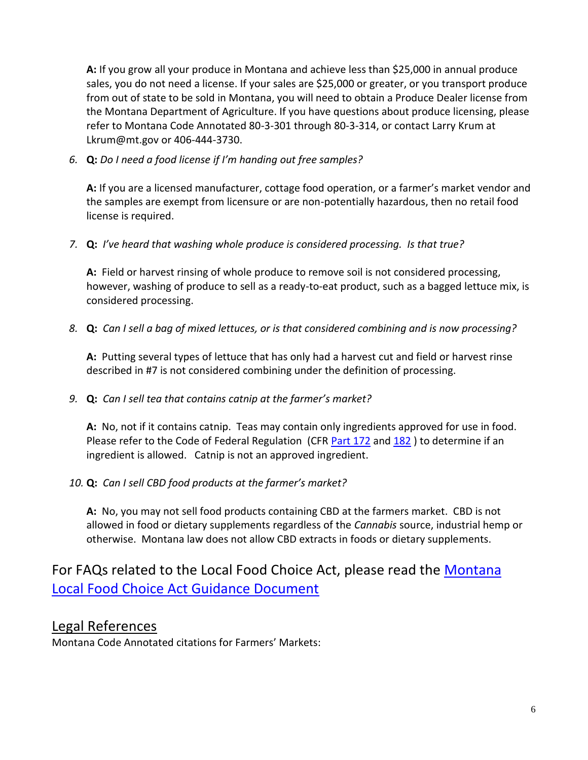**A:** If you grow all your produce in Montana and achieve less than $25,000 in annual produce sales, you do not need a license. If your sales are $25,000 or greater, or you transport produce from out of state to be sold in Montana, you will need to obtain a Produce Dealer license from the Montana Department of Agriculture. If you have questions about produce licensing, please refer to Montana Code Annotated 80-3-301 through 80-3-314, or contact Larry Krum at Lkrum@mt.gov or 406-444-3730.

6. **Q:** *Do I need a food license if I'm handing out free samples?*

   **A:** If you are a licensed manufacturer, cottage food operation, or a farmer's market vendor and the samples are exempt from licensure or are non-potentially hazardous, then no retail food license is required.

7. **Q:** *I've heard that washing whole produce is considered processing. Is that true?*

   **A:** Field or harvest rinsing of whole produce to remove soil is not considered processing, however, washing of produce to sell as a ready-to-eat product, such as a bagged lettuce mix, is considered processing.

8. **Q:** *Can I sell a bag of mixed lettuces, or is that considered combining and is now processing?*

   **A:** Putting several types of lettuce that has only had a harvest cut and field or harvest rinse described in #7 is not considered combining under the definition of processing.

9. **Q:** *Can I sell tea that contains catnip at the farmer's market?*

   **A:** No, not if it contains catnip. Teas may contain only ingredients approved for use in food. Please refer to the Code of Federal Regulation (CFR [Part 172]() and [182]() ) to determine if an ingredient is allowed. Catnip is not an approved ingredient.

10. **Q:** *Can I sell CBD food products at the farmer's market?*

    **A:** No, you may not sell food products containing CBD at the farmers market. CBD is not allowed in food or dietary supplements regardless of the *Cannabis* source, industrial hemp or otherwise. Montana law does not allow CBD extracts in foods or dietary supplements.

## For FAQs related to the Local Food Choice Act, please read the [Montana Local Food Choice Act Guidance Document]()

## Legal References

Montana Code Annotated citations for Farmers' Markets: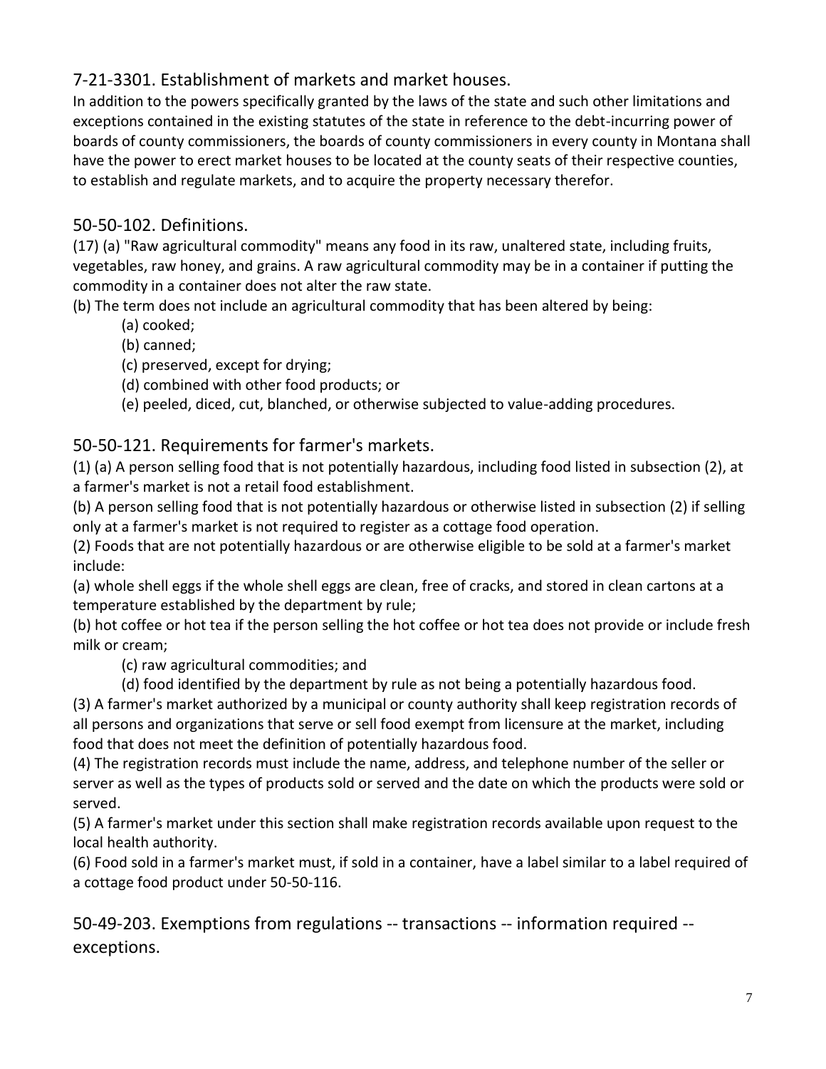## 7-21-3301. Establishment of markets and market houses.

In addition to the powers specifically granted by the laws of the state and such other limitations and exceptions contained in the existing statutes of the state in reference to the debt-incurring power of boards of county commissioners, the boards of county commissioners in every county in Montana shall have the power to erect market houses to be located at the county seats of their respective counties, to establish and regulate markets, and to acquire the property necessary therefor.

## 50-50-102. Definitions.

(17) (a) "Raw agricultural commodity" means any food in its raw, unaltered state, including fruits, vegetables, raw honey, and grains. A raw agricultural commodity may be in a container if putting the commodity in a container does not alter the raw state.

(b) The term does not include an agricultural commodity that has been altered by being:

- (a) cooked;
- (b) canned;
- (c) preserved, except for drying;
- (d) combined with other food products; or
- (e) peeled, diced, cut, blanched, or otherwise subjected to value-adding procedures.

## 50-50-121. Requirements for farmer's markets.

(1) (a) A person selling food that is not potentially hazardous, including food listed in subsection (2), at a farmer's market is not a retail food establishment.

(b) A person selling food that is not potentially hazardous or otherwise listed in subsection (2) if selling only at a farmer's market is not required to register as a cottage food operation.

(2) Foods that are not potentially hazardous or are otherwise eligible to be sold at a farmer's market include:

(a) whole shell eggs if the whole shell eggs are clean, free of cracks, and stored in clean cartons at a temperature established by the department by rule;

(b) hot coffee or hot tea if the person selling the hot coffee or hot tea does not provide or include fresh milk or cream;

- (c) raw agricultural commodities; and
- (d) food identified by the department by rule as not being a potentially hazardous food.

(3) A farmer's market authorized by a municipal or county authority shall keep registration records of all persons and organizations that serve or sell food exempt from licensure at the market, including food that does not meet the definition of potentially hazardous food.

(4) The registration records must include the name, address, and telephone number of the seller or server as well as the types of products sold or served and the date on which the products were sold or served.

(5) A farmer's market under this section shall make registration records available upon request to the local health authority.

(6) Food sold in a farmer's market must, if sold in a container, have a label similar to a label required of a cottage food product under 50-50-116.

## 50-49-203. Exemptions from regulations -- transactions -- information required -- exceptions.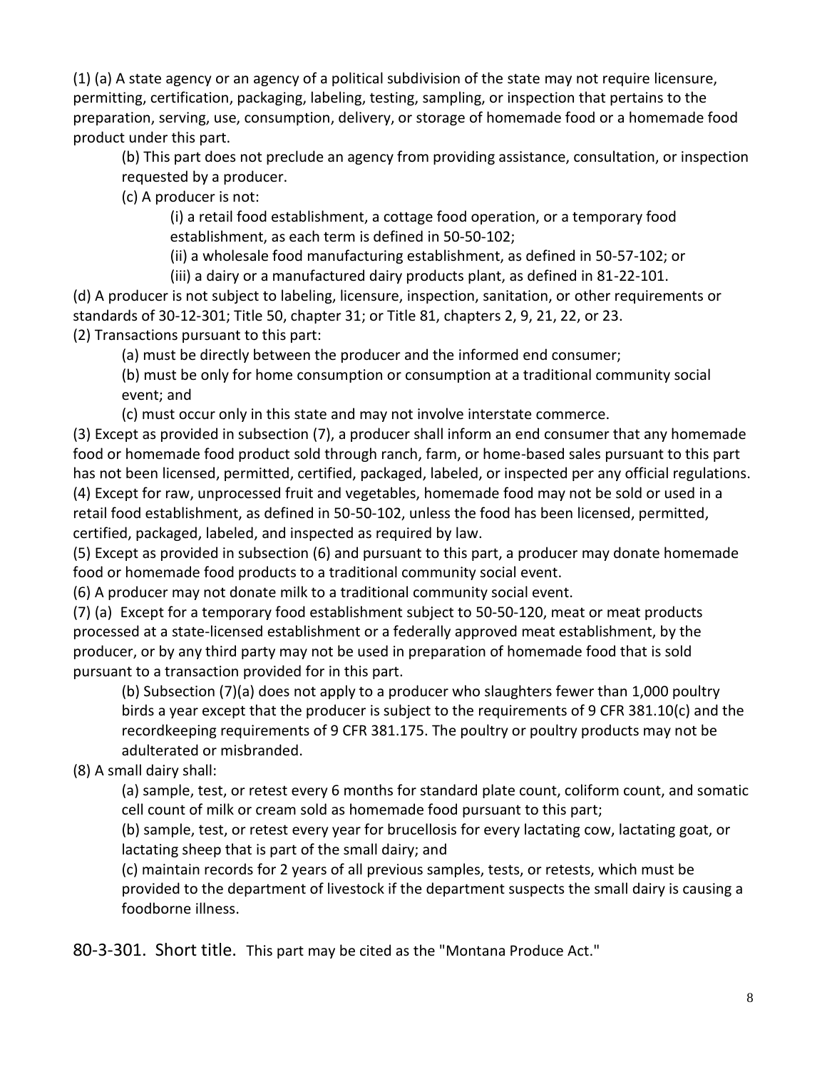(1) (a) A state agency or an agency of a political subdivision of the state may not require licensure, permitting, certification, packaging, labeling, testing, sampling, or inspection that pertains to the preparation, serving, use, consumption, delivery, or storage of homemade food or a homemade food product under this part.

(b) This part does not preclude an agency from providing assistance, consultation, or inspection requested by a producer.

(c) A producer is not:

(i) a retail food establishment, a cottage food operation, or a temporary food establishment, as each term is defined in 50-50-102;

(ii) a wholesale food manufacturing establishment, as defined in 50-57-102; or

(iii) a dairy or a manufactured dairy products plant, as defined in 81-22-101.

(d) A producer is not subject to labeling, licensure, inspection, sanitation, or other requirements or standards of 30-12-301; Title 50, chapter 31; or Title 81, chapters 2, 9, 21, 22, or 23.

(2) Transactions pursuant to this part:

(a) must be directly between the producer and the informed end consumer;

(b) must be only for home consumption or consumption at a traditional community social event; and

(c) must occur only in this state and may not involve interstate commerce.

(3) Except as provided in subsection (7), a producer shall inform an end consumer that any homemade food or homemade food product sold through ranch, farm, or home-based sales pursuant to this part has not been licensed, permitted, certified, packaged, labeled, or inspected per any official regulations.

(4) Except for raw, unprocessed fruit and vegetables, homemade food may not be sold or used in a retail food establishment, as defined in 50-50-102, unless the food has been licensed, permitted, certified, packaged, labeled, and inspected as required by law.

(5) Except as provided in subsection (6) and pursuant to this part, a producer may donate homemade food or homemade food products to a traditional community social event.

(6) A producer may not donate milk to a traditional community social event.

(7) (a) Except for a temporary food establishment subject to 50-50-120, meat or meat products processed at a state-licensed establishment or a federally approved meat establishment, by the producer, or by any third party may not be used in preparation of homemade food that is sold pursuant to a transaction provided for in this part.

(b) Subsection (7)(a) does not apply to a producer who slaughters fewer than 1,000 poultry birds a year except that the producer is subject to the requirements of 9 CFR 381.10(c) and the recordkeeping requirements of 9 CFR 381.175. The poultry or poultry products may not be adulterated or misbranded.

(8) A small dairy shall:

(a) sample, test, or retest every 6 months for standard plate count, coliform count, and somatic cell count of milk or cream sold as homemade food pursuant to this part;

(b) sample, test, or retest every year for brucellosis for every lactating cow, lactating goat, or lactating sheep that is part of the small dairy; and

(c) maintain records for 2 years of all previous samples, tests, or retests, which must be provided to the department of livestock if the department suspects the small dairy is causing a foodborne illness.

## 80-3-301. Short title.

This part may be cited as the "Montana Produce Act."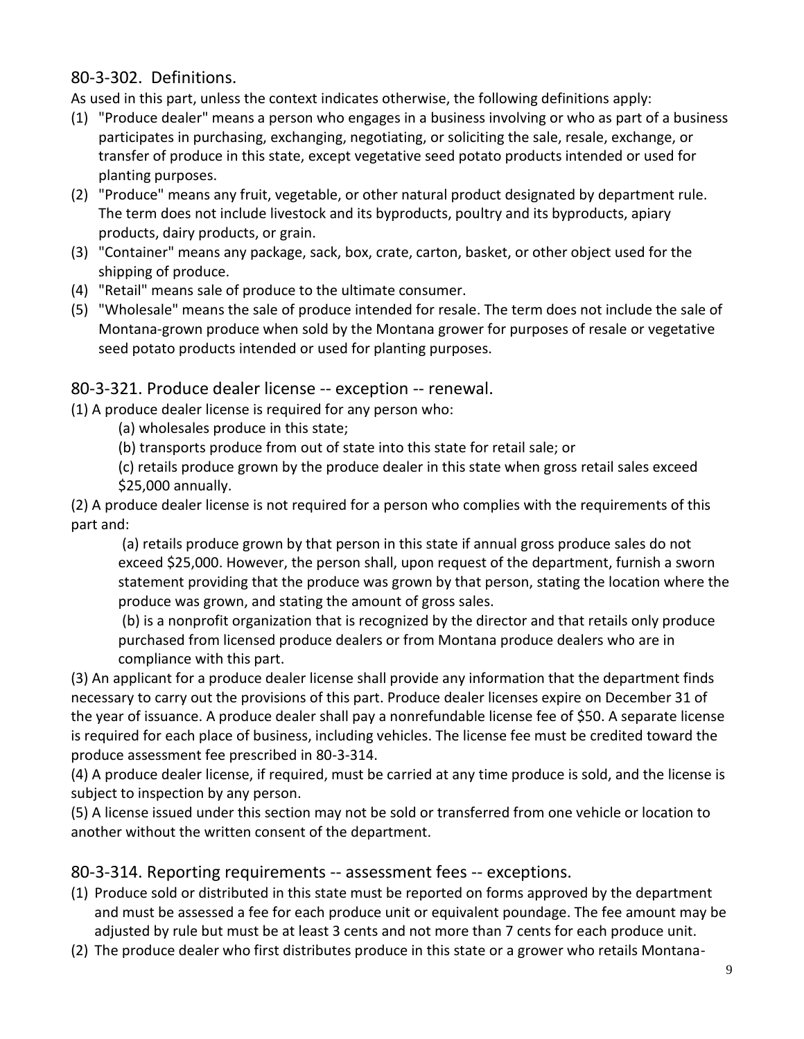## 80-3-302. Definitions.

As used in this part, unless the context indicates otherwise, the following definitions apply:

(1) "Produce dealer" means a person who engages in a business involving or who as part of a business participates in purchasing, exchanging, negotiating, or soliciting the sale, resale, exchange, or transfer of produce in this state, except vegetative seed potato products intended or used for planting purposes.

(2) "Produce" means any fruit, vegetable, or other natural product designated by department rule. The term does not include livestock and its byproducts, poultry and its byproducts, apiary products, dairy products, or grain.

(3) "Container" means any package, sack, box, crate, carton, basket, or other object used for the shipping of produce.

(4) "Retail" means sale of produce to the ultimate consumer.

(5) "Wholesale" means the sale of produce intended for resale. The term does not include the sale of Montana-grown produce when sold by the Montana grower for purposes of resale or vegetative seed potato products intended or used for planting purposes.

## 80-3-321. Produce dealer license -- exception -- renewal.

(1) A produce dealer license is required for any person who:

(a) wholesales produce in this state;

(b) transports produce from out of state into this state for retail sale; or

(c) retails produce grown by the produce dealer in this state when gross retail sales exceed \$25,000 annually.

(2) A produce dealer license is not required for a person who complies with the requirements of this part and:

(a) retails produce grown by that person in this state if annual gross produce sales do not exceed \$25,000. However, the person shall, upon request of the department, furnish a sworn statement providing that the produce was grown by that person, stating the location where the produce was grown, and stating the amount of gross sales.

(b) is a nonprofit organization that is recognized by the director and that retails only produce purchased from licensed produce dealers or from Montana produce dealers who are in compliance with this part.

(3) An applicant for a produce dealer license shall provide any information that the department finds necessary to carry out the provisions of this part. Produce dealer licenses expire on December 31 of the year of issuance. A produce dealer shall pay a nonrefundable license fee of \$50. A separate license is required for each place of business, including vehicles. The license fee must be credited toward the produce assessment fee prescribed in 80-3-314.

(4) A produce dealer license, if required, must be carried at any time produce is sold, and the license is subject to inspection by any person.

(5) A license issued under this section may not be sold or transferred from one vehicle or location to another without the written consent of the department.

## 80-3-314. Reporting requirements -- assessment fees -- exceptions.

(1) Produce sold or distributed in this state must be reported on forms approved by the department and must be assessed a fee for each produce unit or equivalent poundage. The fee amount may be adjusted by rule but must be at least 3 cents and not more than 7 cents for each produce unit.

(2) The produce dealer who first distributes produce in this state or a grower who retails Montana-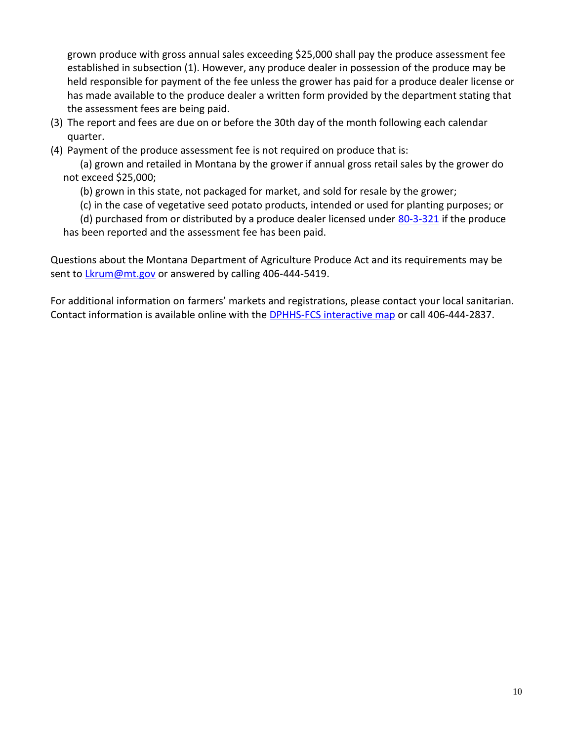grown produce with gross annual sales exceeding $25,000 shall pay the produce assessment fee established in subsection (1). However, any produce dealer in possession of the produce may be held responsible for payment of the fee unless the grower has paid for a produce dealer license or has made available to the produce dealer a written form provided by the department stating that the assessment fees are being paid.

(3) The report and fees are due on or before the 30th day of the month following each calendar quarter.

(4) Payment of the produce assessment fee is not required on produce that is:

(a) grown and retailed in Montana by the grower if annual gross retail sales by the grower do not exceed $25,000;

(b) grown in this state, not packaged for market, and sold for resale by the grower;

(c) in the case of vegetative seed potato products, intended or used for planting purposes; or

(d) purchased from or distributed by a produce dealer licensed under [80-3-321](80-3-321) if the produce has been reported and the assessment fee has been paid.

Questions about the Montana Department of Agriculture Produce Act and its requirements may be sent to [Lkrum@mt.gov](mailto:Lkrum@mt.gov) or answered by calling 406-444-5419.

For additional information on farmers' markets and registrations, please contact your local sanitarian. Contact information is available online with the [DPHHS-FCS interactive map](DPHHS-FCS interactive map) or call 406-444-2837.